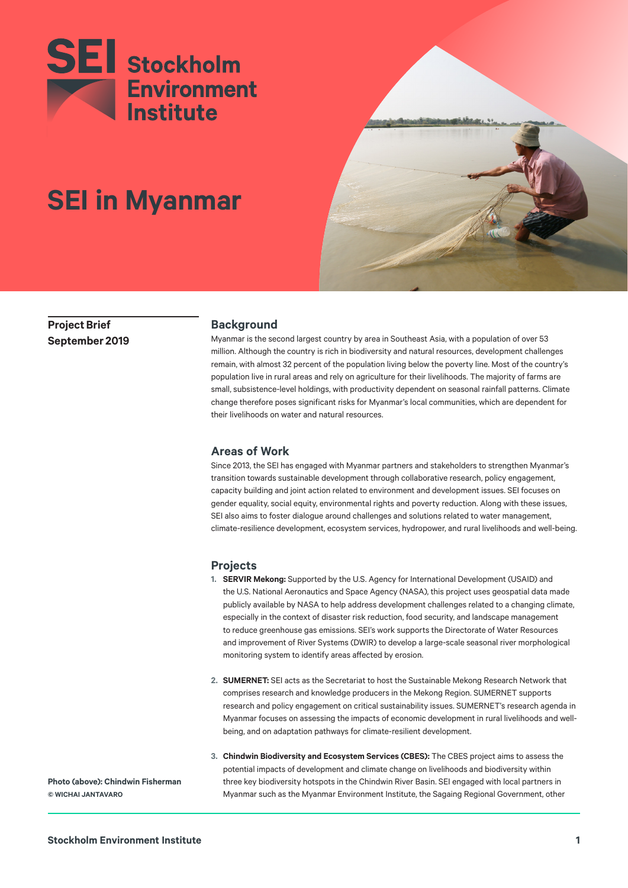# SEI in Myanmar

**Project Brief**
**September 2019**

## Background

Myanmar is the second largest country by area in Southeast Asia, with a population of over 53 million. Although the country is rich in biodiversity and natural resources, development challenges remain, with almost 32 percent of the population living below the poverty line. Most of the country's population live in rural areas and rely on agriculture for their livelihoods. The majority of farms are small, subsistence-level holdings, with productivity dependent on seasonal rainfall patterns. Climate change therefore poses significant risks for Myanmar's local communities, which are dependent for their livelihoods on water and natural resources.

## Areas of Work

Since 2013, the SEI has engaged with Myanmar partners and stakeholders to strengthen Myanmar's transition towards sustainable development through collaborative research, policy engagement, capacity building and joint action related to environment and development issues. SEI focuses on gender equality, social equity, environmental rights and poverty reduction. Along with these issues, SEI also aims to foster dialogue around challenges and solutions related to water management, climate-resilience development, ecosystem services, hydropower, and rural livelihoods and well-being.

## Projects

1. **SERVIR Mekong:** Supported by the U.S. Agency for International Development (USAID) and the U.S. National Aeronautics and Space Agency (NASA), this project uses geospatial data made publicly available by NASA to help address development challenges related to a changing climate, especially in the context of disaster risk reduction, food security, and landscape management to reduce greenhouse gas emissions. SEI's work supports the Directorate of Water Resources and improvement of River Systems (DWIR) to develop a large-scale seasonal river morphological monitoring system to identify areas affected by erosion.

2. **SUMERNET:** SEI acts as the Secretariat to host the Sustainable Mekong Research Network that comprises research and knowledge producers in the Mekong Region. SUMERNET supports research and policy engagement on critical sustainability issues. SUMERNET's research agenda in Myanmar focuses on assessing the impacts of economic development in rural livelihoods and well-being, and on adaptation pathways for climate-resilient development.

3. **Chindwin Biodiversity and Ecosystem Services (CBES):** The CBES project aims to assess the potential impacts of development and climate change on livelihoods and biodiversity within three key biodiversity hotspots in the Chindwin River Basin. SEI engaged with local partners in Myanmar such as the Myanmar Environment Institute, the Sagaing Regional Government, other

**Photo (above): Chindwin Fisherman**
**© WICHAI JANTAVARO**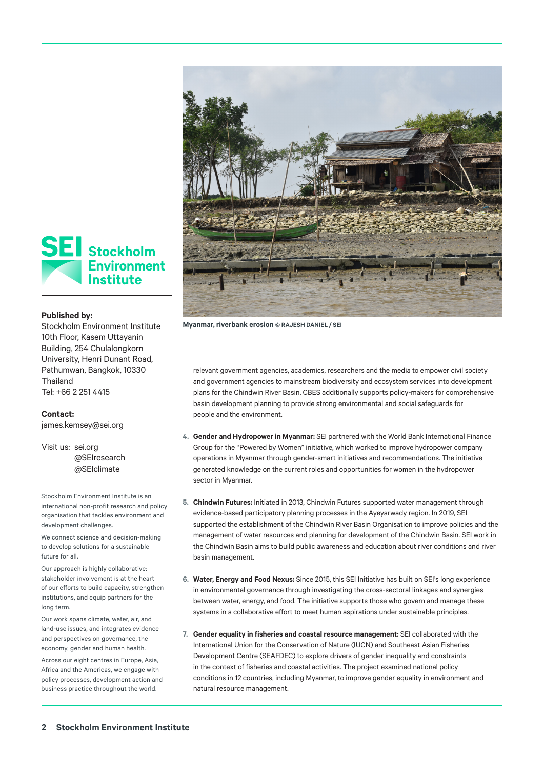Myanmar, riverbank erosion © RAJESH DANIEL / SEI

relevant government agencies, academics, researchers and the media to empower civil society and government agencies to mainstream biodiversity and ecosystem services into development plans for the Chindwin River Basin. CBES additionally supports policy-makers for comprehensive basin development planning to provide strong environmental and social safeguards for people and the environment.

4. **Gender and Hydropower in Myanmar:** SEI partnered with the World Bank International Finance Group for the "Powered by Women" initiative, which worked to improve hydropower company operations in Myanmar through gender-smart initiatives and recommendations. The initiative generated knowledge on the current roles and opportunities for women in the hydropower sector in Myanmar.

5. **Chindwin Futures:** Initiated in 2013, Chindwin Futures supported water management through evidence-based participatory planning processes in the Ayeyarwady region. In 2019, SEI supported the establishment of the Chindwin River Basin Organisation to improve policies and the management of water resources and planning for development of the Chindwin Basin. SEI work in the Chindwin Basin aims to build public awareness and education about river conditions and river basin management.

6. **Water, Energy and Food Nexus:** Since 2015, this SEI Initiative has built on SEI's long experience in environmental governance through investigating the cross-sectoral linkages and synergies between water, energy, and food. The initiative supports those who govern and manage these systems in a collaborative effort to meet human aspirations under sustainable principles.

7. **Gender equality in fisheries and coastal resource management:** SEI collaborated with the International Union for the Conservation of Nature (IUCN) and Southeast Asian Fisheries Development Centre (SEAFDEC) to explore drivers of gender inequality and constraints in the context of fisheries and coastal activities. The project examined national policy conditions in 12 countries, including Myanmar, to improve gender equality in environment and natural resource management.

**SEI Stockholm Environment Institute**

**Published by:**
Stockholm Environment Institute
10th Floor, Kasem Uttayanin Building, 254 Chulalongkorn University, Henri Dunant Road, Pathumwan, Bangkok, 10330 Thailand
Tel: +66 2 251 4415

**Contact:**
james.kemsey@sei.org

Visit us: sei.org
@SEIresearch
@SEIclimate

Stockholm Environment Institute is an international non-profit research and policy organisation that tackles environment and development challenges.

We connect science and decision-making to develop solutions for a sustainable future for all.

Our approach is highly collaborative: stakeholder involvement is at the heart of our efforts to build capacity, strengthen institutions, and equip partners for the long term.

Our work spans climate, water, air, and land-use issues, and integrates evidence and perspectives on governance, the economy, gender and human health.

Across our eight centres in Europe, Asia, Africa and the Americas, we engage with policy processes, development action and business practice throughout the world.